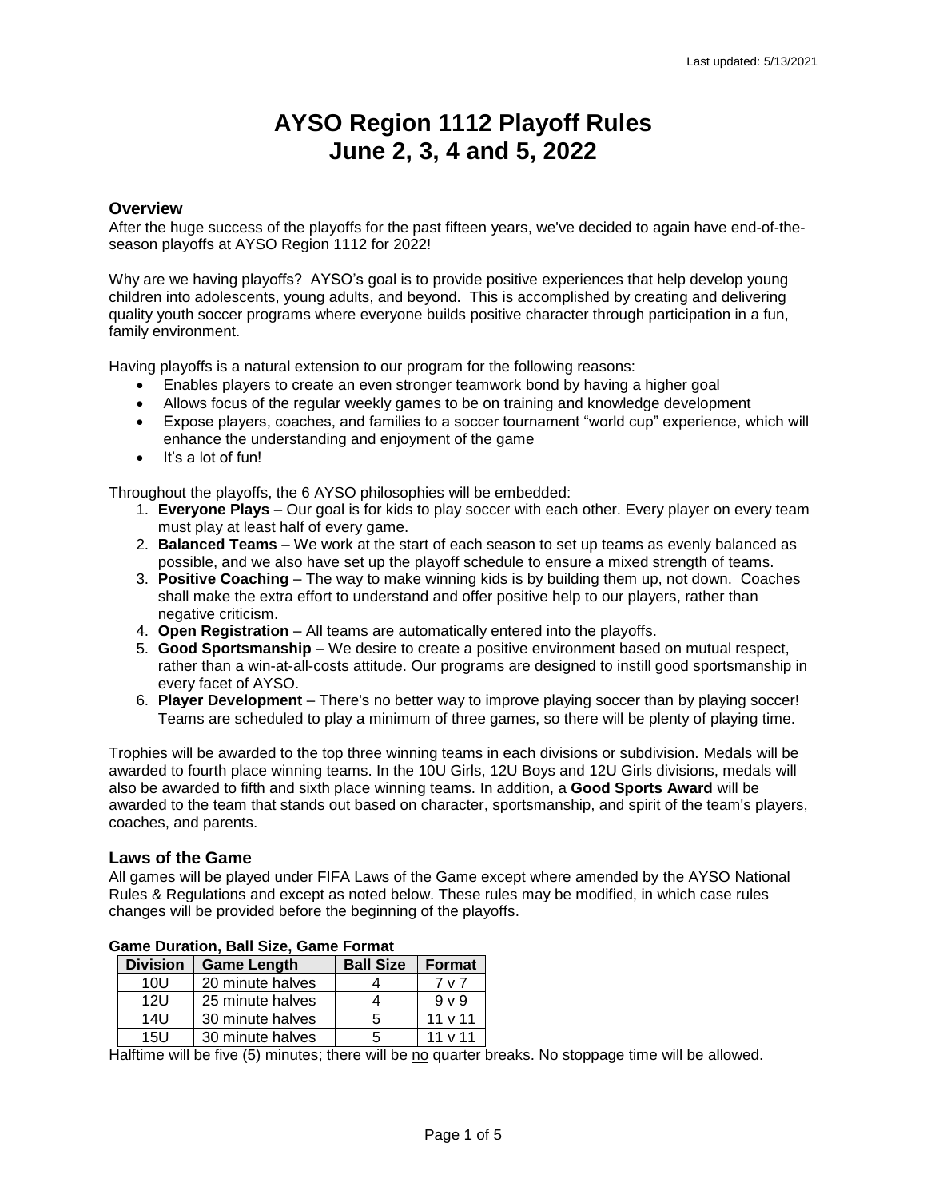Last updated: 5/13/2021

# AYSO Region 1112 Playoff Rules
# June 2, 3, 4 and 5, 2022

## Overview

After the huge success of the playoffs for the past fifteen years, we've decided to again have end-of-the-season playoffs at AYSO Region 1112 for 2022!

Why are we having playoffs? AYSO's goal is to provide positive experiences that help develop young children into adolescents, young adults, and beyond. This is accomplished by creating and delivering quality youth soccer programs where everyone builds positive character through participation in a fun, family environment.

Having playoffs is a natural extension to our program for the following reasons:

- Enables players to create an even stronger teamwork bond by having a higher goal
- Allows focus of the regular weekly games to be on training and knowledge development
- Expose players, coaches, and families to a soccer tournament "world cup" experience, which will enhance the understanding and enjoyment of the game
- It's a lot of fun!

Throughout the playoffs, the 6 AYSO philosophies will be embedded:

1. **Everyone Plays** – Our goal is for kids to play soccer with each other. Every player on every team must play at least half of every game.
2. **Balanced Teams** – We work at the start of each season to set up teams as evenly balanced as possible, and we also have set up the playoff schedule to ensure a mixed strength of teams.
3. **Positive Coaching** – The way to make winning kids is by building them up, not down. Coaches shall make the extra effort to understand and offer positive help to our players, rather than negative criticism.
4. **Open Registration** – All teams are automatically entered into the playoffs.
5. **Good Sportsmanship** – We desire to create a positive environment based on mutual respect, rather than a win-at-all-costs attitude. Our programs are designed to instill good sportsmanship in every facet of AYSO.
6. **Player Development** – There's no better way to improve playing soccer than by playing soccer! Teams are scheduled to play a minimum of three games, so there will be plenty of playing time.

Trophies will be awarded to the top three winning teams in each divisions or subdivision. Medals will be awarded to fourth place winning teams. In the 10U Girls, 12U Boys and 12U Girls divisions, medals will also be awarded to fifth and sixth place winning teams. In addition, a **Good Sports Award** will be awarded to the team that stands out based on character, sportsmanship, and spirit of the team's players, coaches, and parents.

## Laws of the Game

All games will be played under FIFA Laws of the Game except where amended by the AYSO National Rules & Regulations and except as noted below. These rules may be modified, in which case rules changes will be provided before the beginning of the playoffs.

**Game Duration, Ball Size, Game Format**

| Division | Game Length | Ball Size | Format |
|---|---|---|---|
| 10U | 20 minute halves | 4 | 7 v 7 |
| 12U | 25 minute halves | 4 | 9 v 9 |
| 14U | 30 minute halves | 5 | 11 v 11 |
| 15U | 30 minute halves | 5 | 11 v 11 |

Halftime will be five (5) minutes; there will be no quarter breaks. No stoppage time will be allowed.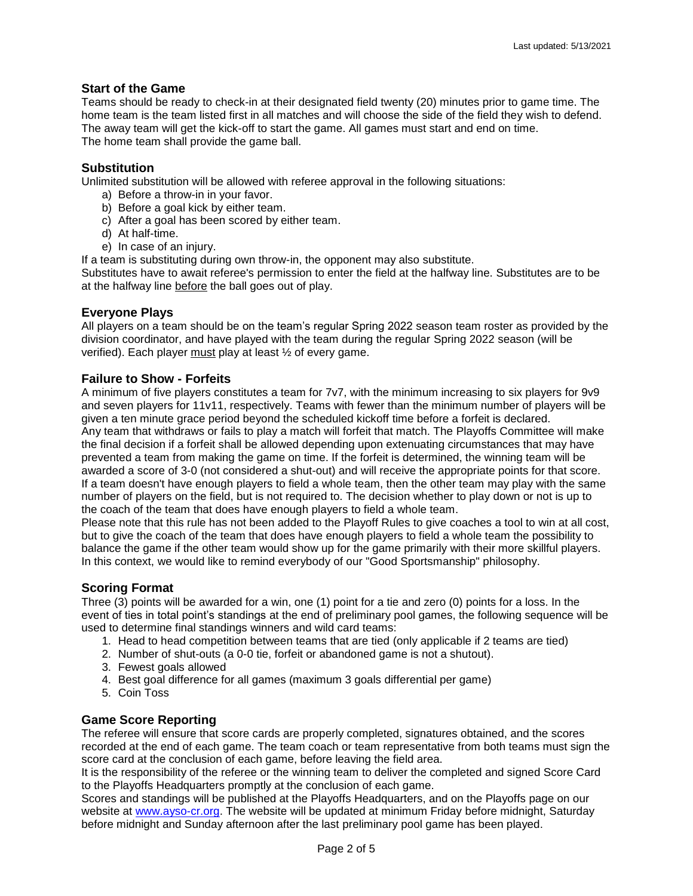## Start of the Game

Teams should be ready to check-in at their designated field twenty (20) minutes prior to game time. The home team is the team listed first in all matches and will choose the side of the field they wish to defend. The away team will get the kick-off to start the game. All games must start and end on time.
The home team shall provide the game ball.

## Substitution

Unlimited substitution will be allowed with referee approval in the following situations:

a) Before a throw-in in your favor.
b) Before a goal kick by either team.
c) After a goal has been scored by either team.
d) At half-time.
e) In case of an injury.

If a team is substituting during own throw-in, the opponent may also substitute.
Substitutes have to await referee's permission to enter the field at the halfway line. Substitutes are to be at the halfway line <u>before</u> the ball goes out of play.

## Everyone Plays

All players on a team should be on the team's regular Spring 2022 season team roster as provided by the division coordinator, and have played with the team during the regular Spring 2022 season (will be verified). Each player <u>must</u> play at least ½ of every game.

## Failure to Show - Forfeits

A minimum of five players constitutes a team for 7v7, with the minimum increasing to six players for 9v9 and seven players for 11v11, respectively. Teams with fewer than the minimum number of players will be given a ten minute grace period beyond the scheduled kickoff time before a forfeit is declared.
Any team that withdraws or fails to play a match will forfeit that match. The Playoffs Committee will make the final decision if a forfeit shall be allowed depending upon extenuating circumstances that may have prevented a team from making the game on time. If the forfeit is determined, the winning team will be awarded a score of 3-0 (not considered a shut-out) and will receive the appropriate points for that score.
If a team doesn't have enough players to field a whole team, then the other team may play with the same number of players on the field, but is not required to. The decision whether to play down or not is up to the coach of the team that does have enough players to field a whole team.
Please note that this rule has not been added to the Playoff Rules to give coaches a tool to win at all cost, but to give the coach of the team that does have enough players to field a whole team the possibility to balance the game if the other team would show up for the game primarily with their more skillful players. In this context, we would like to remind everybody of our "Good Sportsmanship" philosophy.

## Scoring Format

Three (3) points will be awarded for a win, one (1) point for a tie and zero (0) points for a loss. In the event of ties in total point's standings at the end of preliminary pool games, the following sequence will be used to determine final standings winners and wild card teams:

1. Head to head competition between teams that are tied (only applicable if 2 teams are tied)
2. Number of shut-outs (a 0-0 tie, forfeit or abandoned game is not a shutout).
3. Fewest goals allowed
4. Best goal difference for all games (maximum 3 goals differential per game)
5. Coin Toss

## Game Score Reporting

The referee will ensure that score cards are properly completed, signatures obtained, and the scores recorded at the end of each game. The team coach or team representative from both teams must sign the score card at the conclusion of each game, before leaving the field area.
It is the responsibility of the referee or the winning team to deliver the completed and signed Score Card to the Playoffs Headquarters promptly at the conclusion of each game.
Scores and standings will be published at the Playoffs Headquarters, and on the Playoffs page on our website at [www.ayso-cr.org](http://www.ayso-cr.org). The website will be updated at minimum Friday before midnight, Saturday before midnight and Sunday afternoon after the last preliminary pool game has been played.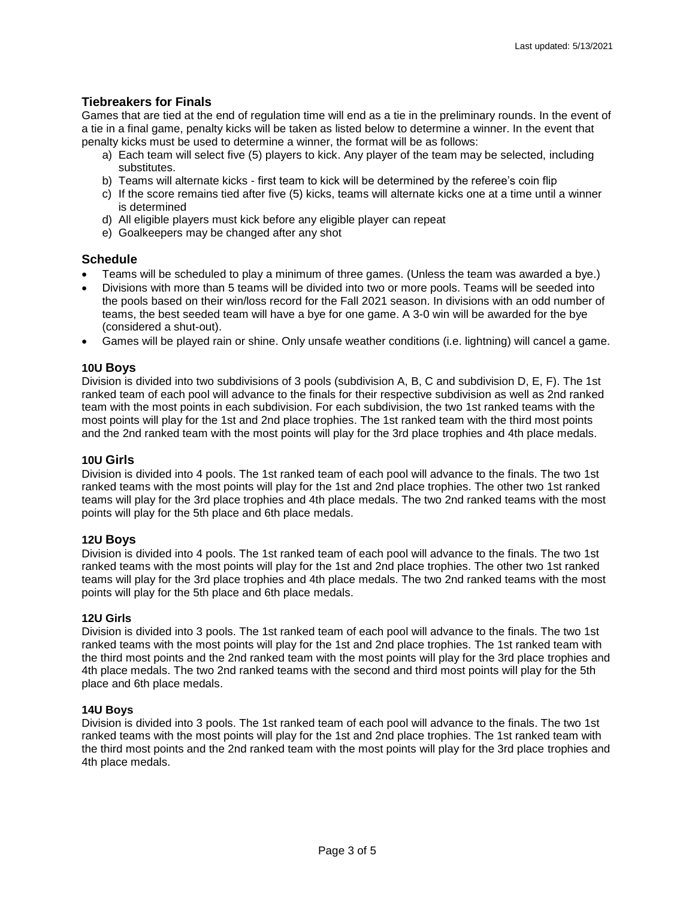## Tiebreakers for Finals

Games that are tied at the end of regulation time will end as a tie in the preliminary rounds. In the event of a tie in a final game, penalty kicks will be taken as listed below to determine a winner. In the event that penalty kicks must be used to determine a winner, the format will be as follows:

a) Each team will select five (5) players to kick. Any player of the team may be selected, including substitutes.
b) Teams will alternate kicks - first team to kick will be determined by the referee's coin flip
c) If the score remains tied after five (5) kicks, teams will alternate kicks one at a time until a winner is determined
d) All eligible players must kick before any eligible player can repeat
e) Goalkeepers may be changed after any shot

## Schedule

- Teams will be scheduled to play a minimum of three games. (Unless the team was awarded a bye.)
- Divisions with more than 5 teams will be divided into two or more pools. Teams will be seeded into the pools based on their win/loss record for the Fall 2021 season. In divisions with an odd number of teams, the best seeded team will have a bye for one game. A 3-0 win will be awarded for the bye (considered a shut-out).
- Games will be played rain or shine. Only unsafe weather conditions (i.e. lightning) will cancel a game.

### 10U Boys

Division is divided into two subdivisions of 3 pools (subdivision A, B, C and subdivision D, E, F). The 1st ranked team of each pool will advance to the finals for their respective subdivision as well as 2nd ranked team with the most points in each subdivision. For each subdivision, the two 1st ranked teams with the most points will play for the 1st and 2nd place trophies. The 1st ranked team with the third most points and the 2nd ranked team with the most points will play for the 3rd place trophies and 4th place medals.

### 10U Girls

Division is divided into 4 pools. The 1st ranked team of each pool will advance to the finals. The two 1st ranked teams with the most points will play for the 1st and 2nd place trophies. The other two 1st ranked teams will play for the 3rd place trophies and 4th place medals. The two 2nd ranked teams with the most points will play for the 5th place and 6th place medals.

### 12U Boys

Division is divided into 4 pools. The 1st ranked team of each pool will advance to the finals. The two 1st ranked teams with the most points will play for the 1st and 2nd place trophies. The other two 1st ranked teams will play for the 3rd place trophies and 4th place medals. The two 2nd ranked teams with the most points will play for the 5th place and 6th place medals.

### 12U Girls

Division is divided into 3 pools. The 1st ranked team of each pool will advance to the finals. The two 1st ranked teams with the most points will play for the 1st and 2nd place trophies. The 1st ranked team with the third most points and the 2nd ranked team with the most points will play for the 3rd place trophies and 4th place medals. The two 2nd ranked teams with the second and third most points will play for the 5th place and 6th place medals.

### 14U Boys

Division is divided into 3 pools. The 1st ranked team of each pool will advance to the finals. The two 1st ranked teams with the most points will play for the 1st and 2nd place trophies. The 1st ranked team with the third most points and the 2nd ranked team with the most points will play for the 3rd place trophies and 4th place medals.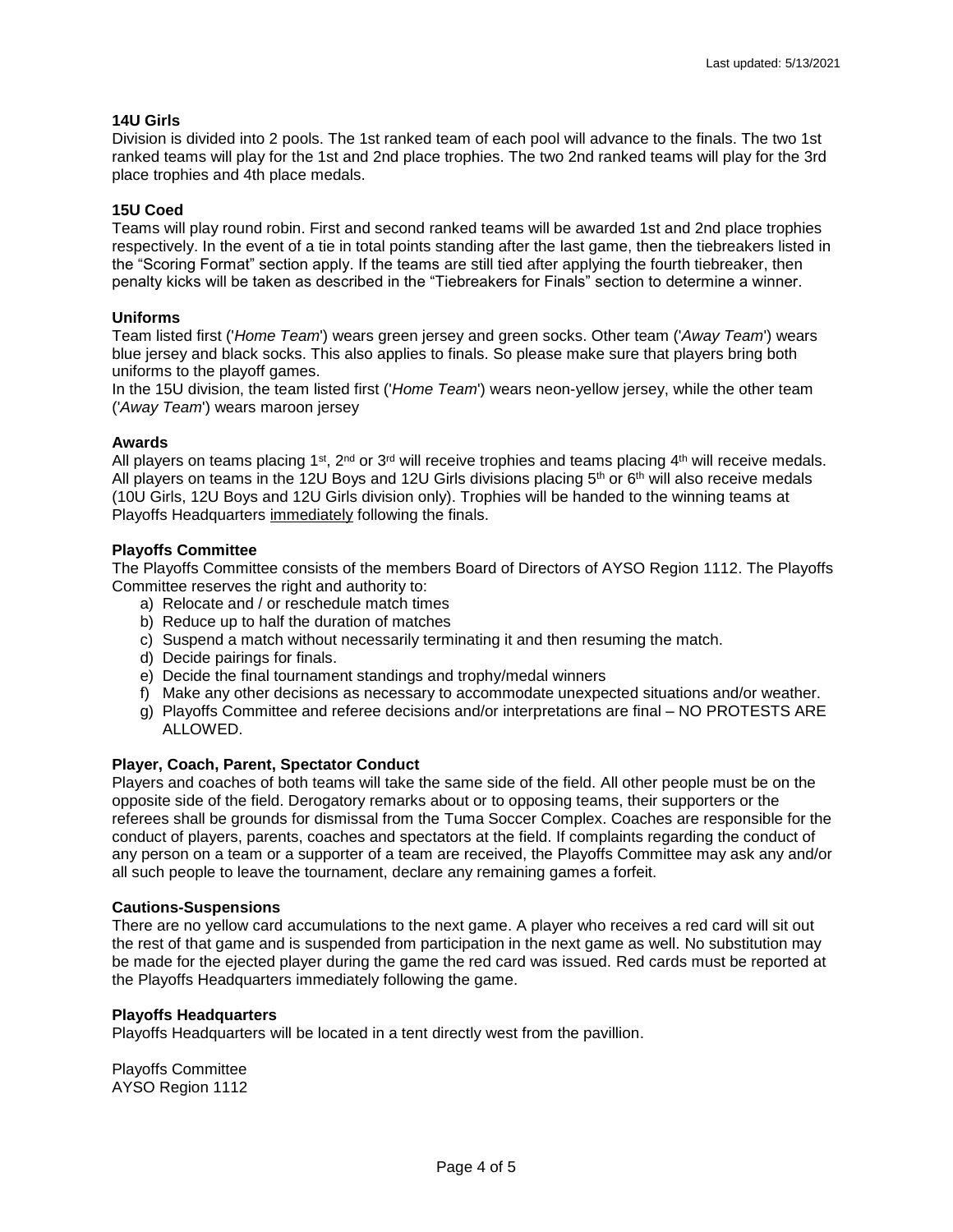**14U Girls**

Division is divided into 2 pools. The 1st ranked team of each pool will advance to the finals. The two 1st ranked teams will play for the 1st and 2nd place trophies. The two 2nd ranked teams will play for the 3rd place trophies and 4th place medals.

**15U Coed**

Teams will play round robin. First and second ranked teams will be awarded 1st and 2nd place trophies respectively. In the event of a tie in total points standing after the last game, then the tiebreakers listed in the "Scoring Format" section apply. If the teams are still tied after applying the fourth tiebreaker, then penalty kicks will be taken as described in the "Tiebreakers for Finals" section to determine a winner.

**Uniforms**

Team listed first ('*Home Team*') wears green jersey and green socks. Other team ('*Away Team*') wears blue jersey and black socks. This also applies to finals. So please make sure that players bring both uniforms to the playoff games.

In the 15U division, the team listed first ('*Home Team*') wears neon-yellow jersey, while the other team ('*Away Team*') wears maroon jersey

**Awards**

All players on teams placing 1st, 2nd or 3rd will receive trophies and teams placing 4th will receive medals. All players on teams in the 12U Boys and 12U Girls divisions placing 5th or 6th will also receive medals (10U Girls, 12U Boys and 12U Girls division only). Trophies will be handed to the winning teams at Playoffs Headquarters immediately following the finals.

**Playoffs Committee**

The Playoffs Committee consists of the members Board of Directors of AYSO Region 1112. The Playoffs Committee reserves the right and authority to:

a) Relocate and / or reschedule match times
b) Reduce up to half the duration of matches
c) Suspend a match without necessarily terminating it and then resuming the match.
d) Decide pairings for finals.
e) Decide the final tournament standings and trophy/medal winners
f) Make any other decisions as necessary to accommodate unexpected situations and/or weather.
g) Playoffs Committee and referee decisions and/or interpretations are final – NO PROTESTS ARE ALLOWED.

**Player, Coach, Parent, Spectator Conduct**

Players and coaches of both teams will take the same side of the field. All other people must be on the opposite side of the field. Derogatory remarks about or to opposing teams, their supporters or the referees shall be grounds for dismissal from the Tuma Soccer Complex. Coaches are responsible for the conduct of players, parents, coaches and spectators at the field. If complaints regarding the conduct of any person on a team or a supporter of a team are received, the Playoffs Committee may ask any and/or all such people to leave the tournament, declare any remaining games a forfeit.

**Cautions-Suspensions**

There are no yellow card accumulations to the next game. A player who receives a red card will sit out the rest of that game and is suspended from participation in the next game as well. No substitution may be made for the ejected player during the game the red card was issued. Red cards must be reported at the Playoffs Headquarters immediately following the game.

**Playoffs Headquarters**

Playoffs Headquarters will be located in a tent directly west from the pavillion.

Playoffs Committee
AYSO Region 1112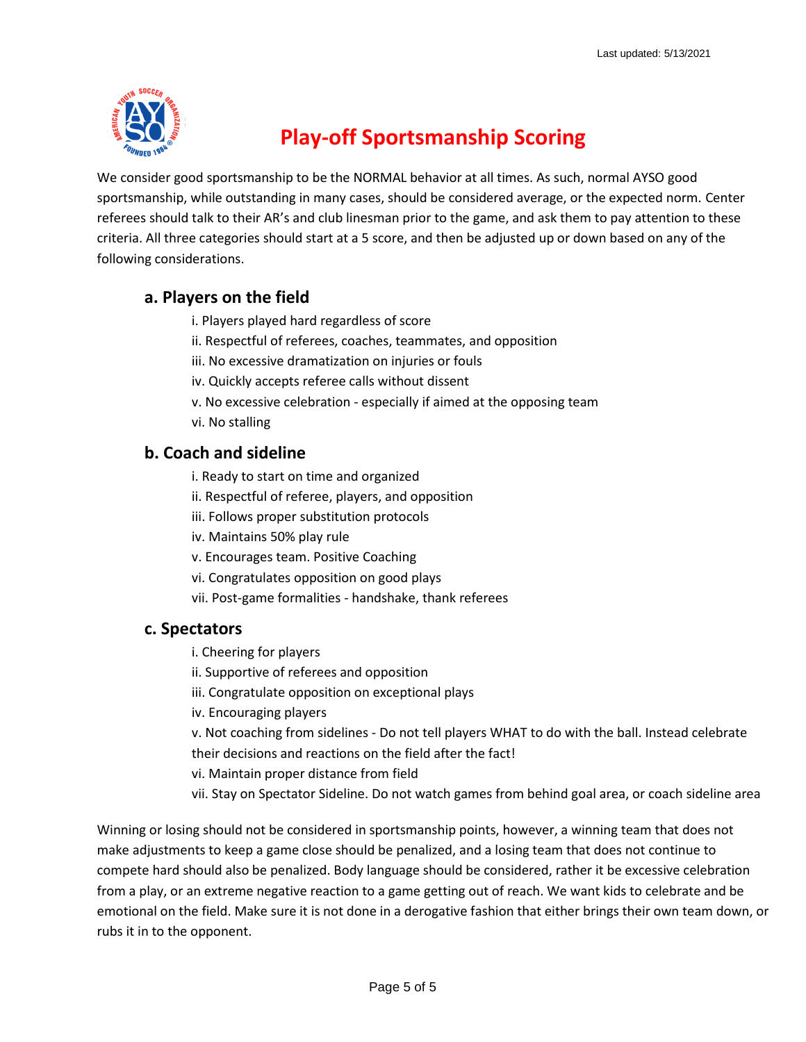Last updated: 5/13/2021

# Play-off Sportsmanship Scoring

We consider good sportsmanship to be the NORMAL behavior at all times. As such, normal AYSO good sportsmanship, while outstanding in many cases, should be considered average, or the expected norm. Center referees should talk to their AR's and club linesman prior to the game, and ask them to pay attention to these criteria. All three categories should start at a 5 score, and then be adjusted up or down based on any of the following considerations.

## a. Players on the field

i. Players played hard regardless of score
ii. Respectful of referees, coaches, teammates, and opposition
iii. No excessive dramatization on injuries or fouls
iv. Quickly accepts referee calls without dissent
v. No excessive celebration - especially if aimed at the opposing team
vi. No stalling

## b. Coach and sideline

i. Ready to start on time and organized
ii. Respectful of referee, players, and opposition
iii. Follows proper substitution protocols
iv. Maintains 50% play rule
v. Encourages team. Positive Coaching
vi. Congratulates opposition on good plays
vii. Post-game formalities - handshake, thank referees

## c. Spectators

i. Cheering for players
ii. Supportive of referees and opposition
iii. Congratulate opposition on exceptional plays
iv. Encouraging players
v. Not coaching from sidelines - Do not tell players WHAT to do with the ball. Instead celebrate their decisions and reactions on the field after the fact!
vi. Maintain proper distance from field
vii. Stay on Spectator Sideline. Do not watch games from behind goal area, or coach sideline area

Winning or losing should not be considered in sportsmanship points, however, a winning team that does not make adjustments to keep a game close should be penalized, and a losing team that does not continue to compete hard should also be penalized. Body language should be considered, rather it be excessive celebration from a play, or an extreme negative reaction to a game getting out of reach. We want kids to celebrate and be emotional on the field. Make sure it is not done in a derogative fashion that either brings their own team down, or rubs it in to the opponent.